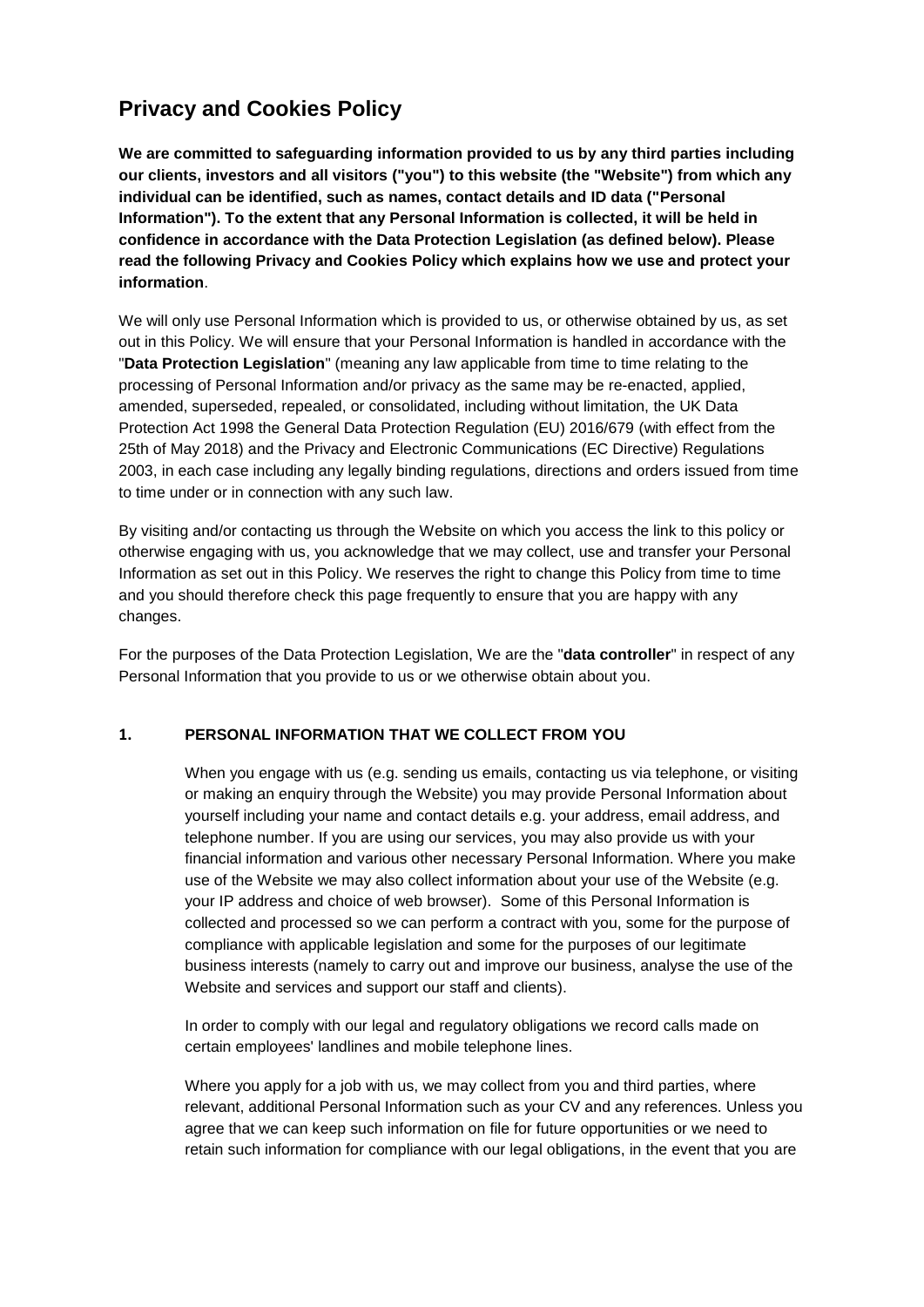# Privacy and Cookies Policy

**We are committed to safeguarding information provided to us by any third parties including our clients, investors and all visitors ("you") to this website (the "Website") from which any individual can be identified, such as names, contact details and ID data ("Personal Information"). To the extent that any Personal Information is collected, it will be held in confidence in accordance with the Data Protection Legislation (as defined below). Please read the following Privacy and Cookies Policy which explains how we use and protect your information**.

We will only use Personal Information which is provided to us, or otherwise obtained by us, as set out in this Policy. We will ensure that your Personal Information is handled in accordance with the "**Data Protection Legislation**" (meaning any law applicable from time to time relating to the processing of Personal Information and/or privacy as the same may be re-enacted, applied, amended, superseded, repealed, or consolidated, including without limitation, the UK Data Protection Act 1998 the General Data Protection Regulation (EU) 2016/679 (with effect from the 25th of May 2018) and the Privacy and Electronic Communications (EC Directive) Regulations 2003, in each case including any legally binding regulations, directions and orders issued from time to time under or in connection with any such law.

By visiting and/or contacting us through the Website on which you access the link to this policy or otherwise engaging with us, you acknowledge that we may collect, use and transfer your Personal Information as set out in this Policy. We reserves the right to change this Policy from time to time and you should therefore check this page frequently to ensure that you are happy with any changes.

For the purposes of the Data Protection Legislation, We are the "**data controller**" in respect of any Personal Information that you provide to us or we otherwise obtain about you.

## 1. PERSONAL INFORMATION THAT WE COLLECT FROM YOU

When you engage with us (e.g. sending us emails, contacting us via telephone, or visiting or making an enquiry through the Website) you may provide Personal Information about yourself including your name and contact details e.g. your address, email address, and telephone number. If you are using our services, you may also provide us with your financial information and various other necessary Personal Information. Where you make use of the Website we may also collect information about your use of the Website (e.g. your IP address and choice of web browser). Some of this Personal Information is collected and processed so we can perform a contract with you, some for the purpose of compliance with applicable legislation and some for the purposes of our legitimate business interests (namely to carry out and improve our business, analyse the use of the Website and services and support our staff and clients).

In order to comply with our legal and regulatory obligations we record calls made on certain employees' landlines and mobile telephone lines.

Where you apply for a job with us, we may collect from you and third parties, where relevant, additional Personal Information such as your CV and any references. Unless you agree that we can keep such information on file for future opportunities or we need to retain such information for compliance with our legal obligations, in the event that you are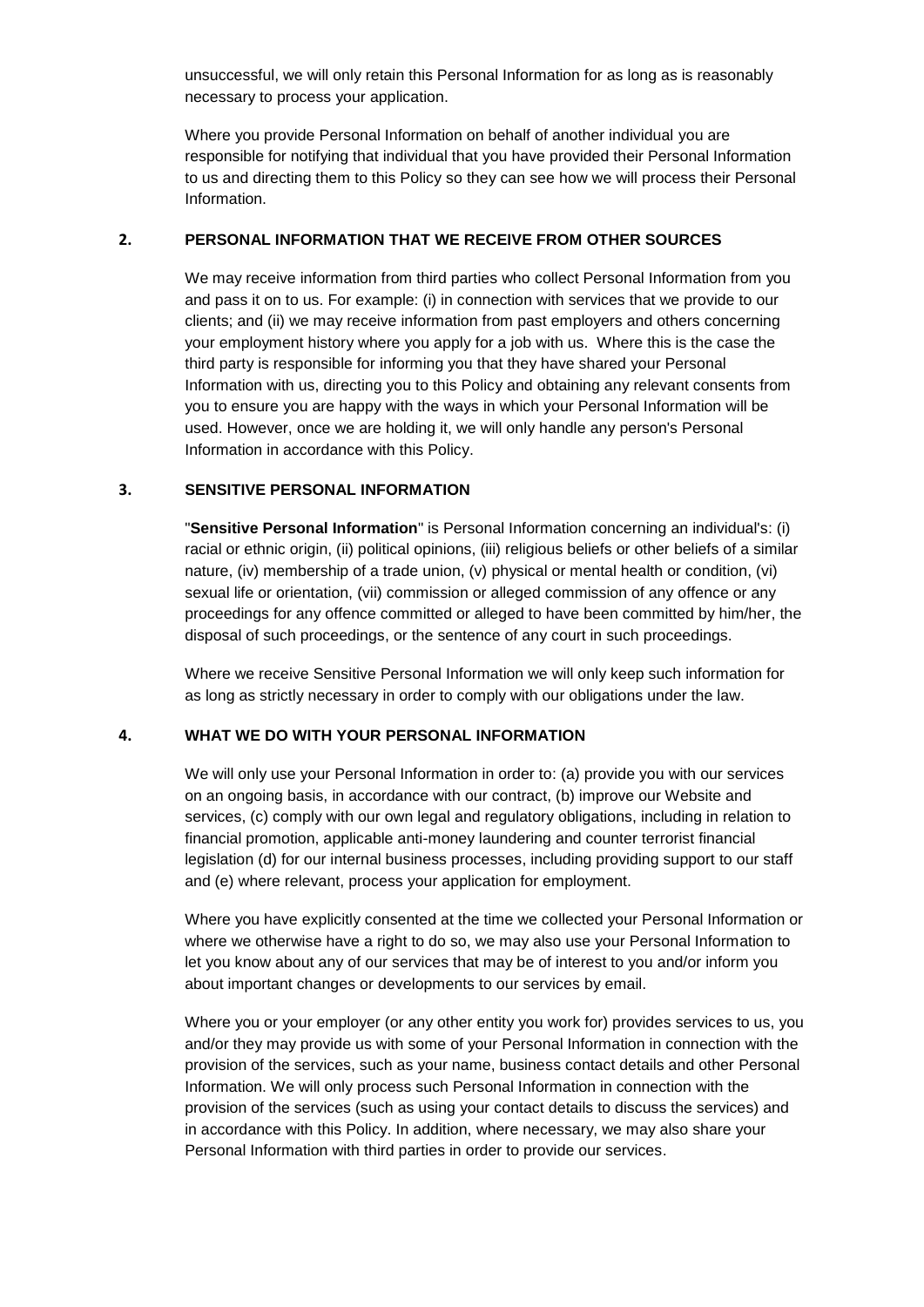unsuccessful, we will only retain this Personal Information for as long as is reasonably necessary to process your application.

Where you provide Personal Information on behalf of another individual you are responsible for notifying that individual that you have provided their Personal Information to us and directing them to this Policy so they can see how we will process their Personal Information.

## 2. PERSONAL INFORMATION THAT WE RECEIVE FROM OTHER SOURCES

We may receive information from third parties who collect Personal Information from you and pass it on to us. For example: (i) in connection with services that we provide to our clients; and (ii) we may receive information from past employers and others concerning your employment history where you apply for a job with us. Where this is the case the third party is responsible for informing you that they have shared your Personal Information with us, directing you to this Policy and obtaining any relevant consents from you to ensure you are happy with the ways in which your Personal Information will be used. However, once we are holding it, we will only handle any person's Personal Information in accordance with this Policy.

## 3. SENSITIVE PERSONAL INFORMATION

"**Sensitive Personal Information**" is Personal Information concerning an individual's: (i) racial or ethnic origin, (ii) political opinions, (iii) religious beliefs or other beliefs of a similar nature, (iv) membership of a trade union, (v) physical or mental health or condition, (vi) sexual life or orientation, (vii) commission or alleged commission of any offence or any proceedings for any offence committed or alleged to have been committed by him/her, the disposal of such proceedings, or the sentence of any court in such proceedings.

Where we receive Sensitive Personal Information we will only keep such information for as long as strictly necessary in order to comply with our obligations under the law.

## 4. WHAT WE DO WITH YOUR PERSONAL INFORMATION

We will only use your Personal Information in order to: (a) provide you with our services on an ongoing basis, in accordance with our contract, (b) improve our Website and services, (c) comply with our own legal and regulatory obligations, including in relation to financial promotion, applicable anti-money laundering and counter terrorist financial legislation (d) for our internal business processes, including providing support to our staff and (e) where relevant, process your application for employment.

Where you have explicitly consented at the time we collected your Personal Information or where we otherwise have a right to do so, we may also use your Personal Information to let you know about any of our services that may be of interest to you and/or inform you about important changes or developments to our services by email.

Where you or your employer (or any other entity you work for) provides services to us, you and/or they may provide us with some of your Personal Information in connection with the provision of the services, such as your name, business contact details and other Personal Information. We will only process such Personal Information in connection with the provision of the services (such as using your contact details to discuss the services) and in accordance with this Policy. In addition, where necessary, we may also share your Personal Information with third parties in order to provide our services.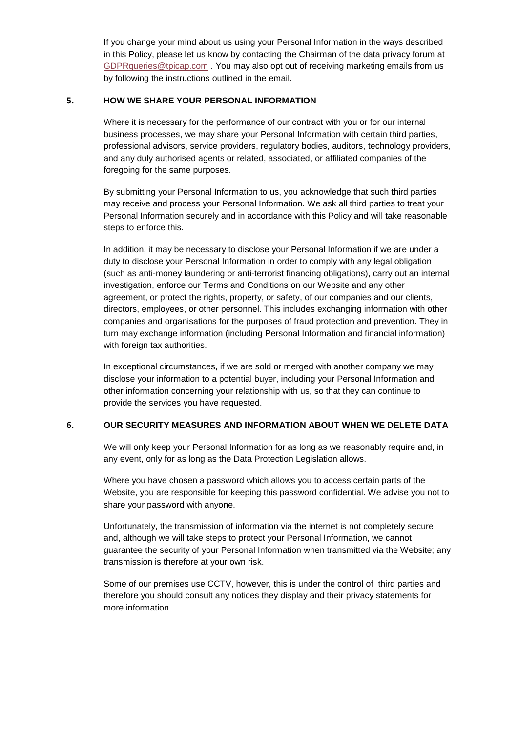If you change your mind about us using your Personal Information in the ways described in this Policy, please let us know by contacting the Chairman of the data privacy forum at GDPRqueries@tpicap.com . You may also opt out of receiving marketing emails from us by following the instructions outlined in the email.

## 5. HOW WE SHARE YOUR PERSONAL INFORMATION

Where it is necessary for the performance of our contract with you or for our internal business processes, we may share your Personal Information with certain third parties, professional advisors, service providers, regulatory bodies, auditors, technology providers, and any duly authorised agents or related, associated, or affiliated companies of the foregoing for the same purposes.

By submitting your Personal Information to us, you acknowledge that such third parties may receive and process your Personal Information. We ask all third parties to treat your Personal Information securely and in accordance with this Policy and will take reasonable steps to enforce this.

In addition, it may be necessary to disclose your Personal Information if we are under a duty to disclose your Personal Information in order to comply with any legal obligation (such as anti-money laundering or anti-terrorist financing obligations), carry out an internal investigation, enforce our Terms and Conditions on our Website and any other agreement, or protect the rights, property, or safety, of our companies and our clients, directors, employees, or other personnel. This includes exchanging information with other companies and organisations for the purposes of fraud protection and prevention. They in turn may exchange information (including Personal Information and financial information) with foreign tax authorities.

In exceptional circumstances, if we are sold or merged with another company we may disclose your information to a potential buyer, including your Personal Information and other information concerning your relationship with us, so that they can continue to provide the services you have requested.

## 6. OUR SECURITY MEASURES AND INFORMATION ABOUT WHEN WE DELETE DATA

We will only keep your Personal Information for as long as we reasonably require and, in any event, only for as long as the Data Protection Legislation allows.

Where you have chosen a password which allows you to access certain parts of the Website, you are responsible for keeping this password confidential. We advise you not to share your password with anyone.

Unfortunately, the transmission of information via the internet is not completely secure and, although we will take steps to protect your Personal Information, we cannot guarantee the security of your Personal Information when transmitted via the Website; any transmission is therefore at your own risk.

Some of our premises use CCTV, however, this is under the control of third parties and therefore you should consult any notices they display and their privacy statements for more information.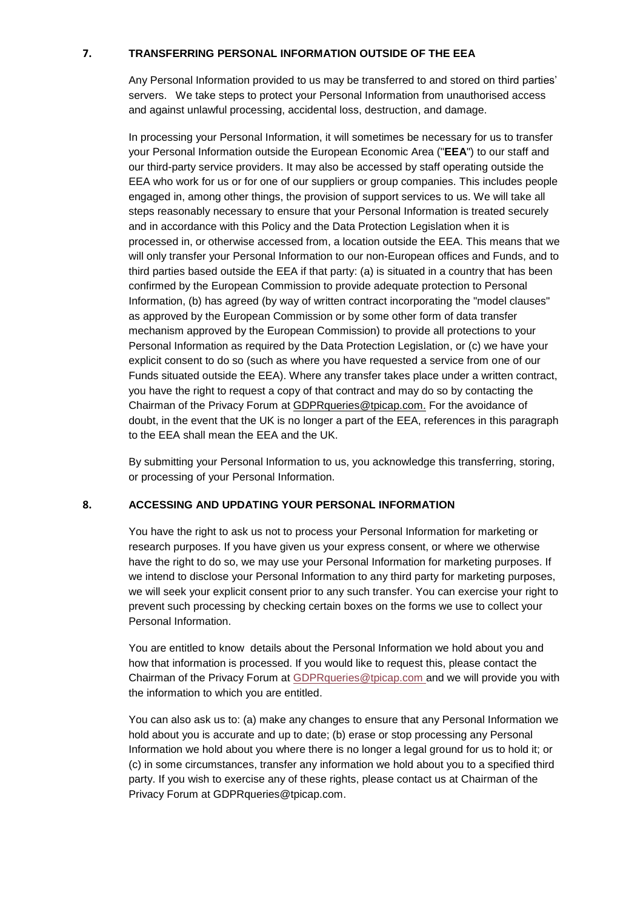## 7. TRANSFERRING PERSONAL INFORMATION OUTSIDE OF THE EEA

Any Personal Information provided to us may be transferred to and stored on third parties' servers. We take steps to protect your Personal Information from unauthorised access and against unlawful processing, accidental loss, destruction, and damage.

In processing your Personal Information, it will sometimes be necessary for us to transfer your Personal Information outside the European Economic Area ("**EEA**") to our staff and our third-party service providers. It may also be accessed by staff operating outside the EEA who work for us or for one of our suppliers or group companies. This includes people engaged in, among other things, the provision of support services to us. We will take all steps reasonably necessary to ensure that your Personal Information is treated securely and in accordance with this Policy and the Data Protection Legislation when it is processed in, or otherwise accessed from, a location outside the EEA. This means that we will only transfer your Personal Information to our non-European offices and Funds, and to third parties based outside the EEA if that party: (a) is situated in a country that has been confirmed by the European Commission to provide adequate protection to Personal Information, (b) has agreed (by way of written contract incorporating the "model clauses" as approved by the European Commission or by some other form of data transfer mechanism approved by the European Commission) to provide all protections to your Personal Information as required by the Data Protection Legislation, or (c) we have your explicit consent to do so (such as where you have requested a service from one of our Funds situated outside the EEA). Where any transfer takes place under a written contract, you have the right to request a copy of that contract and may do so by contacting the Chairman of the Privacy Forum at GDPRqueries@tpicap.com. For the avoidance of doubt, in the event that the UK is no longer a part of the EEA, references in this paragraph to the EEA shall mean the EEA and the UK.

By submitting your Personal Information to us, you acknowledge this transferring, storing, or processing of your Personal Information.

## 8. ACCESSING AND UPDATING YOUR PERSONAL INFORMATION

You have the right to ask us not to process your Personal Information for marketing or research purposes. If you have given us your express consent, or where we otherwise have the right to do so, we may use your Personal Information for marketing purposes. If we intend to disclose your Personal Information to any third party for marketing purposes, we will seek your explicit consent prior to any such transfer. You can exercise your right to prevent such processing by checking certain boxes on the forms we use to collect your Personal Information.

You are entitled to know details about the Personal Information we hold about you and how that information is processed. If you would like to request this, please contact the Chairman of the Privacy Forum at GDPRqueries@tpicap.com and we will provide you with the information to which you are entitled.

You can also ask us to: (a) make any changes to ensure that any Personal Information we hold about you is accurate and up to date; (b) erase or stop processing any Personal Information we hold about you where there is no longer a legal ground for us to hold it; or (c) in some circumstances, transfer any information we hold about you to a specified third party. If you wish to exercise any of these rights, please contact us at Chairman of the Privacy Forum at GDPRqueries@tpicap.com.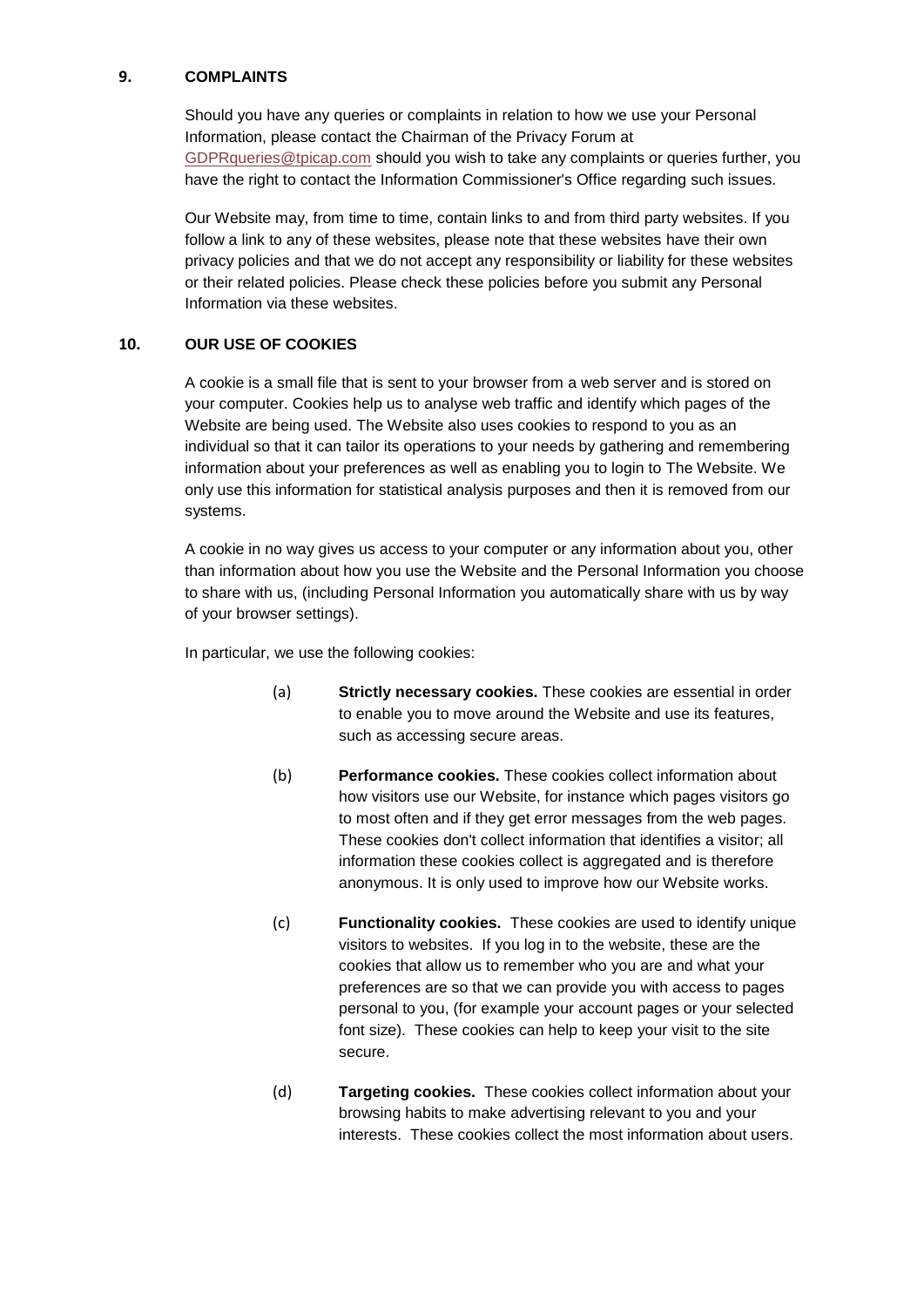## 9. COMPLAINTS

Should you have any queries or complaints in relation to how we use your Personal Information, please contact the Chairman of the Privacy Forum at GDPRqueries@tpicap.com should you wish to take any complaints or queries further, you have the right to contact the Information Commissioner's Office regarding such issues.

Our Website may, from time to time, contain links to and from third party websites. If you follow a link to any of these websites, please note that these websites have their own privacy policies and that we do not accept any responsibility or liability for these websites or their related policies. Please check these policies before you submit any Personal Information via these websites.

## 10. OUR USE OF COOKIES

A cookie is a small file that is sent to your browser from a web server and is stored on your computer. Cookies help us to analyse web traffic and identify which pages of the Website are being used. The Website also uses cookies to respond to you as an individual so that it can tailor its operations to your needs by gathering and remembering information about your preferences as well as enabling you to login to The Website. We only use this information for statistical analysis purposes and then it is removed from our systems.

A cookie in no way gives us access to your computer or any information about you, other than information about how you use the Website and the Personal Information you choose to share with us, (including Personal Information you automatically share with us by way of your browser settings).

In particular, we use the following cookies:

(a) **Strictly necessary cookies.** These cookies are essential in order to enable you to move around the Website and use its features, such as accessing secure areas.

(b) **Performance cookies.** These cookies collect information about how visitors use our Website, for instance which pages visitors go to most often and if they get error messages from the web pages. These cookies don't collect information that identifies a visitor; all information these cookies collect is aggregated and is therefore anonymous. It is only used to improve how our Website works.

(c) **Functionality cookies.** These cookies are used to identify unique visitors to websites. If you log in to the website, these are the cookies that allow us to remember who you are and what your preferences are so that we can provide you with access to pages personal to you, (for example your account pages or your selected font size). These cookies can help to keep your visit to the site secure.

(d) **Targeting cookies.** These cookies collect information about your browsing habits to make advertising relevant to you and your interests. These cookies collect the most information about users.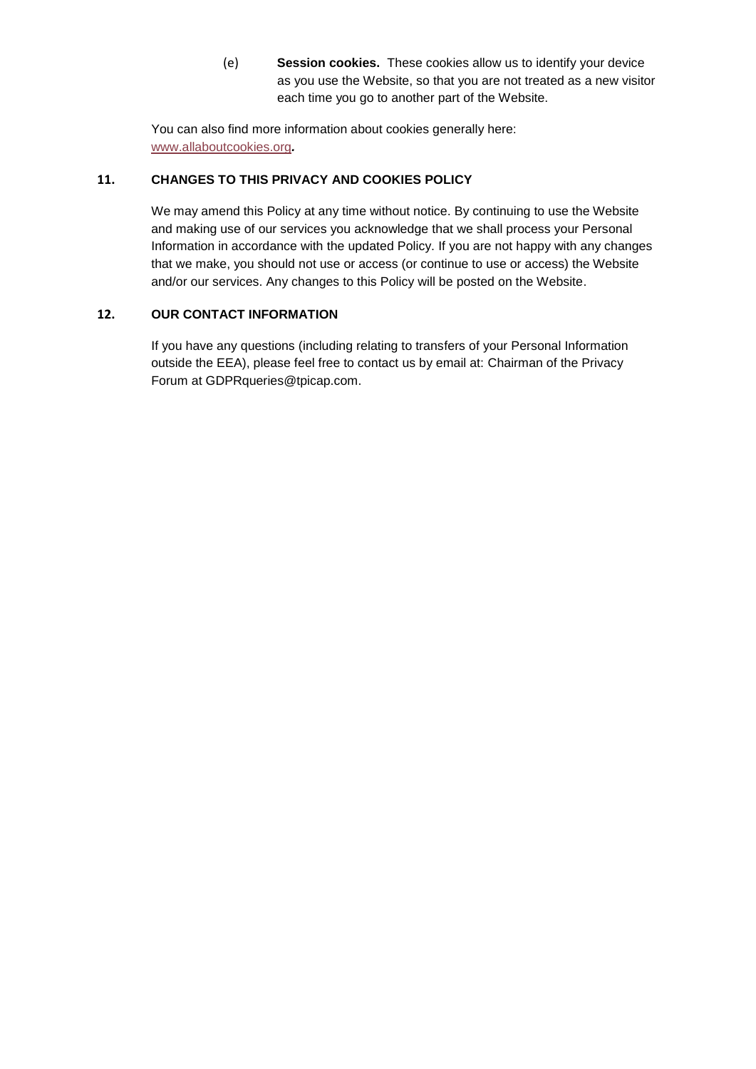(e) **Session cookies.** These cookies allow us to identify your device as you use the Website, so that you are not treated as a new visitor each time you go to another part of the Website.

You can also find more information about cookies generally here: [www.allaboutcookies.org](http://www.allaboutcookies.org)**.**

## 11. CHANGES TO THIS PRIVACY AND COOKIES POLICY

We may amend this Policy at any time without notice. By continuing to use the Website and making use of our services you acknowledge that we shall process your Personal Information in accordance with the updated Policy. If you are not happy with any changes that we make, you should not use or access (or continue to use or access) the Website and/or our services. Any changes to this Policy will be posted on the Website.

## 12. OUR CONTACT INFORMATION

If you have any questions (including relating to transfers of your Personal Information outside the EEA), please feel free to contact us by email at: Chairman of the Privacy Forum at GDPRqueries@tpicap.com.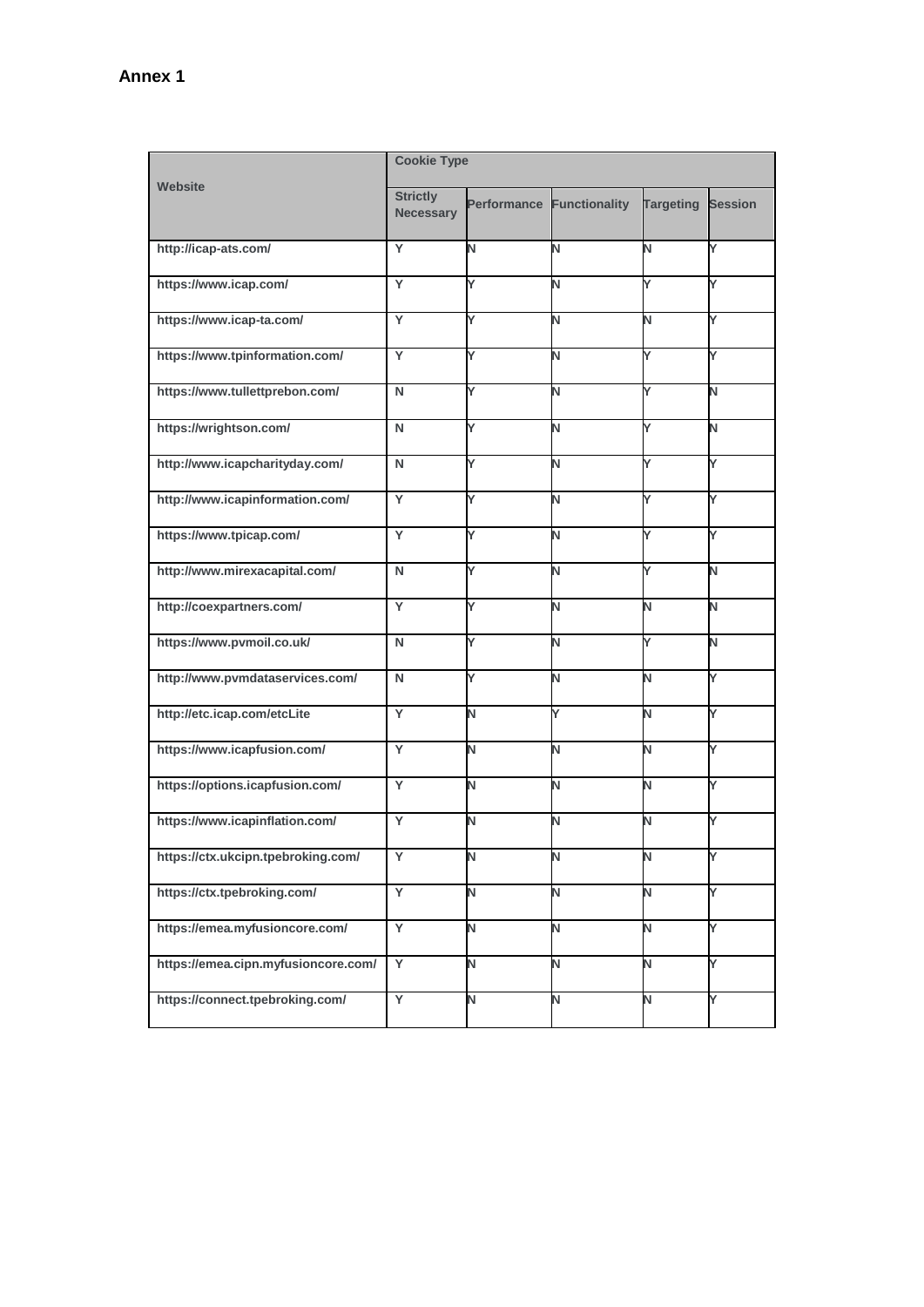**Annex 1**

| Website | Cookie Type | | | | |
|---|---|---|---|---|---|
| | Strictly Necessary | Performance | Functionality | Targeting | Session |
| http://icap-ats.com/ | Y | N | N | N | Y |
| https://www.icap.com/ | Y | Y | N | Y | Y |
| https://www.icap-ta.com/ | Y | Y | N | N | Y |
| https://www.tpinformation.com/ | Y | Y | N | Y | Y |
| https://www.tullettprebon.com/ | N | Y | N | Y | N |
| https://wrightson.com/ | N | Y | N | Y | N |
| http://www.icapcharityday.com/ | N | Y | N | Y | Y |
| http://www.icapinformation.com/ | Y | Y | N | Y | Y |
| https://www.tpicap.com/ | Y | Y | N | Y | Y |
| http://www.mirexacapital.com/ | N | Y | N | Y | N |
| http://coexpartners.com/ | Y | Y | N | N | N |
| https://www.pvmoil.co.uk/ | N | Y | N | Y | N |
| http://www.pvmdataservices.com/ | N | Y | N | N | Y |
| http://etc.icap.com/etcLite | Y | N | Y | N | Y |
| https://www.icapfusion.com/ | Y | N | N | N | Y |
| https://options.icapfusion.com/ | Y | N | N | N | Y |
| https://www.icapinflation.com/ | Y | N | N | N | Y |
| https://ctx.ukcipn.tpebroking.com/ | Y | N | N | N | Y |
| https://ctx.tpebroking.com/ | Y | N | N | N | Y |
| https://emea.myfusioncore.com/ | Y | N | N | N | Y |
| https://emea.cipn.myfusioncore.com/ | Y | N | N | N | Y |
| https://connect.tpebroking.com/ | Y | N | N | N | Y |